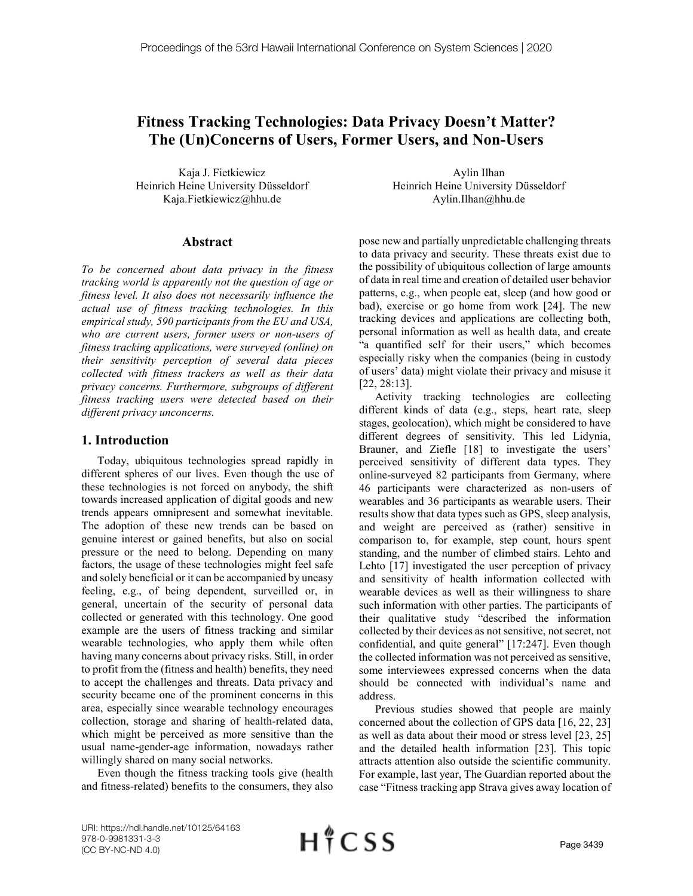# Fitness Tracking Technologies: Data Privacy Doesn't Matter? The (Un)Concerns of Users, Former Users, and Non-Users

Kaja J. Fietkiewicz
Heinrich Heine University Düsseldorf
Kaja.Fietkiewicz@hhu.de

Aylin Ilhan
Heinrich Heine University Düsseldorf
Aylin.Ilhan@hhu.de

## Abstract

*To be concerned about data privacy in the fitness tracking world is apparently not the question of age or fitness level. It also does not necessarily influence the actual use of fitness tracking technologies. In this empirical study, 590 participants from the EU and USA, who are current users, former users or non-users of fitness tracking applications, were surveyed (online) on their sensitivity perception of several data pieces collected with fitness trackers as well as their data privacy concerns. Furthermore, subgroups of different fitness tracking users were detected based on their different privacy unconcerns.*

## 1. Introduction

Today, ubiquitous technologies spread rapidly in different spheres of our lives. Even though the use of these technologies is not forced on anybody, the shift towards increased application of digital goods and new trends appears omnipresent and somewhat inevitable. The adoption of these new trends can be based on genuine interest or gained benefits, but also on social pressure or the need to belong. Depending on many factors, the usage of these technologies might feel safe and solely beneficial or it can be accompanied by uneasy feeling, e.g., of being dependent, surveilled or, in general, uncertain of the security of personal data collected or generated with this technology. One good example are the users of fitness tracking and similar wearable technologies, who apply them while often having many concerns about privacy risks. Still, in order to profit from the (fitness and health) benefits, they need to accept the challenges and threats. Data privacy and security became one of the prominent concerns in this area, especially since wearable technology encourages collection, storage and sharing of health-related data, which might be perceived as more sensitive than the usual name-gender-age information, nowadays rather willingly shared on many social networks.

Even though the fitness tracking tools give (health and fitness-related) benefits to the consumers, they also pose new and partially unpredictable challenging threats to data privacy and security. These threats exist due to the possibility of ubiquitous collection of large amounts of data in real time and creation of detailed user behavior patterns, e.g., when people eat, sleep (and how good or bad), exercise or go home from work [24]. The new tracking devices and applications are collecting both, personal information as well as health data, and create "a quantified self for their users," which becomes especially risky when the companies (being in custody of users' data) might violate their privacy and misuse it [22, 28:13].

Activity tracking technologies are collecting different kinds of data (e.g., steps, heart rate, sleep stages, geolocation), which might be considered to have different degrees of sensitivity. This led Lidynia, Brauner, and Ziefle [18] to investigate the users' perceived sensitivity of different data types. They online-surveyed 82 participants from Germany, where 46 participants were characterized as non-users of wearables and 36 participants as wearable users. Their results show that data types such as GPS, sleep analysis, and weight are perceived as (rather) sensitive in comparison to, for example, step count, hours spent standing, and the number of climbed stairs. Lehto and Lehto [17] investigated the user perception of privacy and sensitivity of health information collected with wearable devices as well as their willingness to share such information with other parties. The participants of their qualitative study "described the information collected by their devices as not sensitive, not secret, not confidential, and quite general" [17:247]. Even though the collected information was not perceived as sensitive, some interviewees expressed concerns when the data should be connected with individual's name and address.

Previous studies showed that people are mainly concerned about the collection of GPS data [16, 22, 23] as well as data about their mood or stress level [23, 25] and the detailed health information [23]. This topic attracts attention also outside the scientific community. For example, last year, The Guardian reported about the case "Fitness tracking app Strava gives away location of

URI: https://hdl.handle.net/10125/64163
978-0-9981331-3-3
(CC BY-NC-ND 4.0)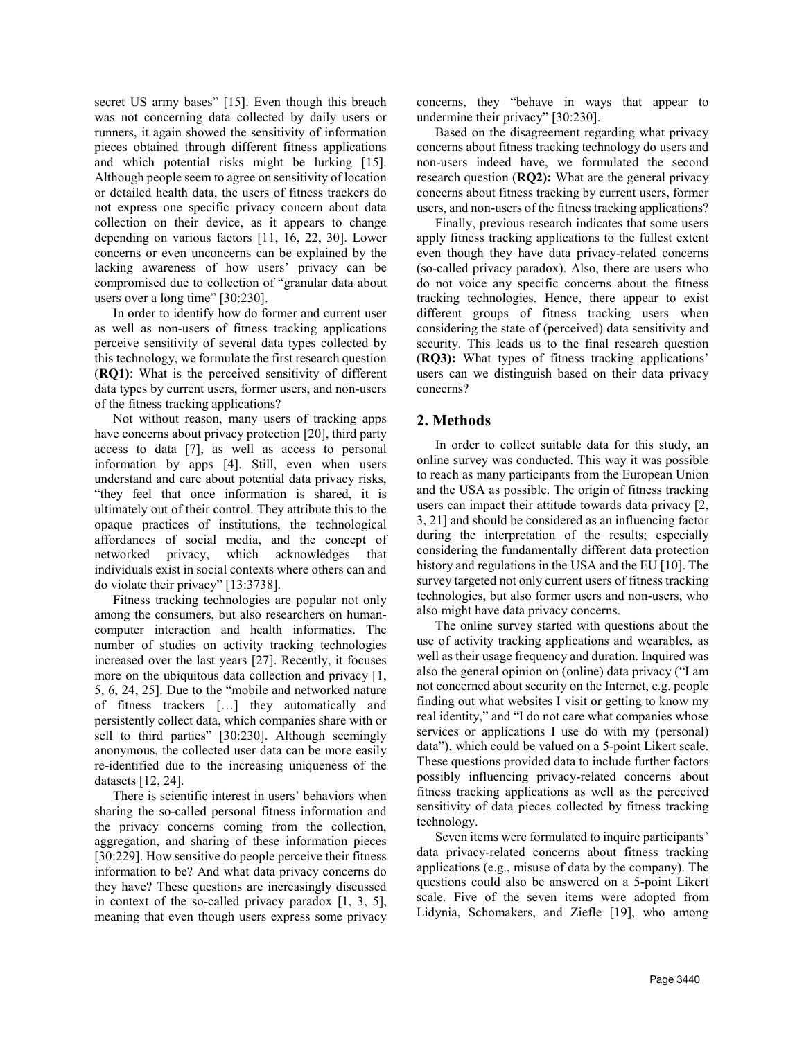secret US army bases" [15]. Even though this breach was not concerning data collected by daily users or runners, it again showed the sensitivity of information pieces obtained through different fitness applications and which potential risks might be lurking [15]. Although people seem to agree on sensitivity of location or detailed health data, the users of fitness trackers do not express one specific privacy concern about data collection on their device, as it appears to change depending on various factors [11, 16, 22, 30]. Lower concerns or even unconcerns can be explained by the lacking awareness of how users' privacy can be compromised due to collection of "granular data about users over a long time" [30:230].

In order to identify how do former and current user as well as non-users of fitness tracking applications perceive sensitivity of several data types collected by this technology, we formulate the first research question (**RQ1**): What is the perceived sensitivity of different data types by current users, former users, and non-users of the fitness tracking applications?

Not without reason, many users of tracking apps have concerns about privacy protection [20], third party access to data [7], as well as access to personal information by apps [4]. Still, even when users understand and care about potential data privacy risks, "they feel that once information is shared, it is ultimately out of their control. They attribute this to the opaque practices of institutions, the technological affordances of social media, and the concept of networked privacy, which acknowledges that individuals exist in social contexts where others can and do violate their privacy" [13:3738].

Fitness tracking technologies are popular not only among the consumers, but also researchers on human-computer interaction and health informatics. The number of studies on activity tracking technologies increased over the last years [27]. Recently, it focuses more on the ubiquitous data collection and privacy [1, 5, 6, 24, 25]. Due to the "mobile and networked nature of fitness trackers […] they automatically and persistently collect data, which companies share with or sell to third parties" [30:230]. Although seemingly anonymous, the collected user data can be more easily re-identified due to the increasing uniqueness of the datasets [12, 24].

There is scientific interest in users' behaviors when sharing the so-called personal fitness information and the privacy concerns coming from the collection, aggregation, and sharing of these information pieces [30:229]. How sensitive do people perceive their fitness information to be? And what data privacy concerns do they have? These questions are increasingly discussed in context of the so-called privacy paradox [1, 3, 5], meaning that even though users express some privacy concerns, they "behave in ways that appear to undermine their privacy" [30:230].

Based on the disagreement regarding what privacy concerns about fitness tracking technology do users and non-users indeed have, we formulated the second research question (**RQ2):** What are the general privacy concerns about fitness tracking by current users, former users, and non-users of the fitness tracking applications?

Finally, previous research indicates that some users apply fitness tracking applications to the fullest extent even though they have data privacy-related concerns (so-called privacy paradox). Also, there are users who do not voice any specific concerns about the fitness tracking technologies. Hence, there appear to exist different groups of fitness tracking users when considering the state of (perceived) data sensitivity and security. This leads us to the final research question (**RQ3):** What types of fitness tracking applications' users can we distinguish based on their data privacy concerns?

## 2. Methods

In order to collect suitable data for this study, an online survey was conducted. This way it was possible to reach as many participants from the European Union and the USA as possible. The origin of fitness tracking users can impact their attitude towards data privacy [2, 3, 21] and should be considered as an influencing factor during the interpretation of the results; especially considering the fundamentally different data protection history and regulations in the USA and the EU [10]. The survey targeted not only current users of fitness tracking technologies, but also former users and non-users, who also might have data privacy concerns.

The online survey started with questions about the use of activity tracking applications and wearables, as well as their usage frequency and duration. Inquired was also the general opinion on (online) data privacy ("I am not concerned about security on the Internet, e.g. people finding out what websites I visit or getting to know my real identity," and "I do not care what companies whose services or applications I use do with my (personal) data"), which could be valued on a 5-point Likert scale. These questions provided data to include further factors possibly influencing privacy-related concerns about fitness tracking applications as well as the perceived sensitivity of data pieces collected by fitness tracking technology.

Seven items were formulated to inquire participants' data privacy-related concerns about fitness tracking applications (e.g., misuse of data by the company). The questions could also be answered on a 5-point Likert scale. Five of the seven items were adopted from Lidynia, Schomakers, and Ziefle [19], who among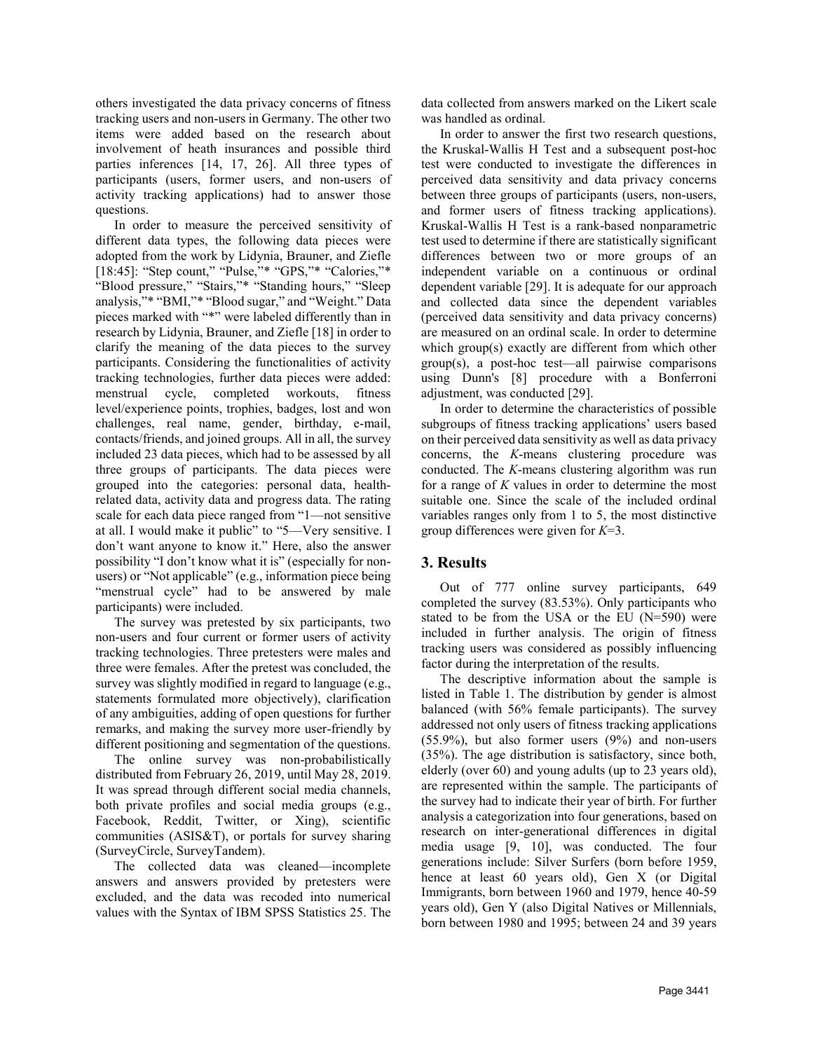others investigated the data privacy concerns of fitness tracking users and non-users in Germany. The other two items were added based on the research about involvement of heath insurances and possible third parties inferences [14, 17, 26]. All three types of participants (users, former users, and non-users of activity tracking applications) had to answer those questions.

In order to measure the perceived sensitivity of different data types, the following data pieces were adopted from the work by Lidynia, Brauner, and Ziefle [18:45]: "Step count," "Pulse,"* "GPS,"* "Calories,"* "Blood pressure," "Stairs,"* "Standing hours," "Sleep analysis,"* "BMI,"* "Blood sugar," and "Weight." Data pieces marked with "*" were labeled differently than in research by Lidynia, Brauner, and Ziefle [18] in order to clarify the meaning of the data pieces to the survey participants. Considering the functionalities of activity tracking technologies, further data pieces were added: menstrual cycle, completed workouts, fitness level/experience points, trophies, badges, lost and won challenges, real name, gender, birthday, e-mail, contacts/friends, and joined groups. All in all, the survey included 23 data pieces, which had to be assessed by all three groups of participants. The data pieces were grouped into the categories: personal data, health-related data, activity data and progress data. The rating scale for each data piece ranged from "1—not sensitive at all. I would make it public" to "5—Very sensitive. I don't want anyone to know it." Here, also the answer possibility "I don't know what it is" (especially for non-users) or "Not applicable" (e.g., information piece being "menstrual cycle" had to be answered by male participants) were included.

The survey was pretested by six participants, two non-users and four current or former users of activity tracking technologies. Three pretesters were males and three were females. After the pretest was concluded, the survey was slightly modified in regard to language (e.g., statements formulated more objectively), clarification of any ambiguities, adding of open questions for further remarks, and making the survey more user-friendly by different positioning and segmentation of the questions.

The online survey was non-probabilistically distributed from February 26, 2019, until May 28, 2019. It was spread through different social media channels, both private profiles and social media groups (e.g., Facebook, Reddit, Twitter, or Xing), scientific communities (ASIS&T), or portals for survey sharing (SurveyCircle, SurveyTandem).

The collected data was cleaned—incomplete answers and answers provided by pretesters were excluded, and the data was recoded into numerical values with the Syntax of IBM SPSS Statistics 25. The data collected from answers marked on the Likert scale was handled as ordinal.

In order to answer the first two research questions, the Kruskal-Wallis H Test and a subsequent post-hoc test were conducted to investigate the differences in perceived data sensitivity and data privacy concerns between three groups of participants (users, non-users, and former users of fitness tracking applications). Kruskal-Wallis H Test is a rank-based nonparametric test used to determine if there are statistically significant differences between two or more groups of an independent variable on a continuous or ordinal dependent variable [29]. It is adequate for our approach and collected data since the dependent variables (perceived data sensitivity and data privacy concerns) are measured on an ordinal scale. In order to determine which group(s) exactly are different from which other group(s), a post-hoc test—all pairwise comparisons using Dunn's [8] procedure with a Bonferroni adjustment, was conducted [29].

In order to determine the characteristics of possible subgroups of fitness tracking applications' users based on their perceived data sensitivity as well as data privacy concerns, the *K*-means clustering procedure was conducted. The *K*-means clustering algorithm was run for a range of *K* values in order to determine the most suitable one. Since the scale of the included ordinal variables ranges only from 1 to 5, the most distinctive group differences were given for $K=3$.

## 3. Results

Out of 777 online survey participants, 649 completed the survey (83.53%). Only participants who stated to be from the USA or the EU (N=590) were included in further analysis. The origin of fitness tracking users was considered as possibly influencing factor during the interpretation of the results.

The descriptive information about the sample is listed in Table 1. The distribution by gender is almost balanced (with 56% female participants). The survey addressed not only users of fitness tracking applications (55.9%), but also former users (9%) and non-users (35%). The age distribution is satisfactory, since both, elderly (over 60) and young adults (up to 23 years old), are represented within the sample. The participants of the survey had to indicate their year of birth. For further analysis a categorization into four generations, based on research on inter-generational differences in digital media usage [9, 10], was conducted. The four generations include: Silver Surfers (born before 1959, hence at least 60 years old), Gen X (or Digital Immigrants, born between 1960 and 1979, hence 40-59 years old), Gen Y (also Digital Natives or Millennials, born between 1980 and 1995; between 24 and 39 years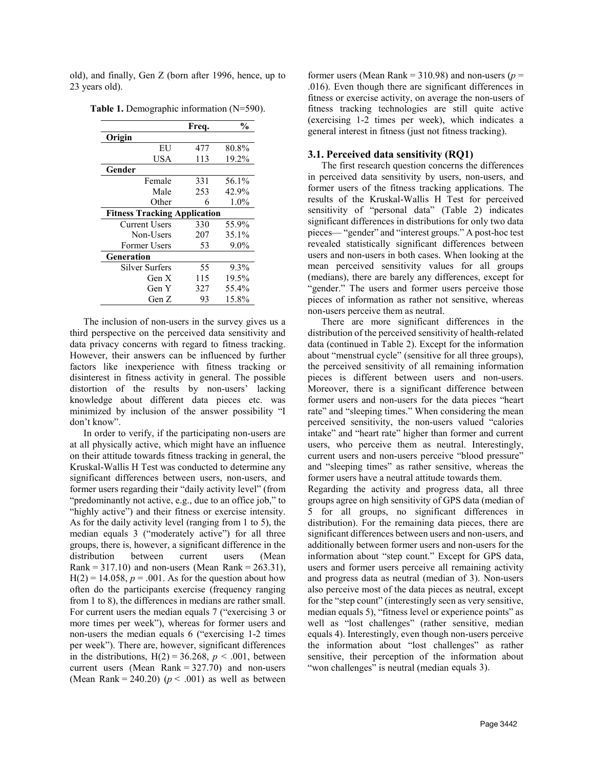old), and finally, Gen Z (born after 1996, hence, up to 23 years old).

**Table 1.** Demographic information (N=590).

| | Freq. | % |
|---|---|---|
| **Origin** | | |
| EU | 477 | 80.8% |
| USA | 113 | 19.2% |
| **Gender** | | |
| Female | 331 | 56.1% |
| Male | 253 | 42.9% |
| Other | 6 | 1.0% |
| **Fitness Tracking Application** | | |
| Current Users | 330 | 55.9% |
| Non-Users | 207 | 35.1% |
| Former Users | 53 | 9.0% |
| **Generation** | | |
| Silver Surfers | 55 | 9.3% |
| Gen X | 115 | 19.5% |
| Gen Y | 327 | 55.4% |
| Gen Z | 93 | 15.8% |

The inclusion of non-users in the survey gives us a third perspective on the perceived data sensitivity and data privacy concerns with regard to fitness tracking. However, their answers can be influenced by further factors like inexperience with fitness tracking or disinterest in fitness activity in general. The possible distortion of the results by non-users' lacking knowledge about different data pieces etc. was minimized by inclusion of the answer possibility "I don't know".

In order to verify, if the participating non-users are at all physically active, which might have an influence on their attitude towards fitness tracking in general, the Kruskal-Wallis H Test was conducted to determine any significant differences between users, non-users, and former users regarding their "daily activity level" (from "predominantly not active, e.g., due to an office job," to "highly active") and their fitness or exercise intensity. As for the daily activity level (ranging from 1 to 5), the median equals 3 ("moderately active") for all three groups, there is, however, a significant difference in the distribution between current users (Mean Rank = 317.10) and non-users (Mean Rank = 263.31), $H(2) = 14.058$, $p = .001$. As for the question about how often do the participants exercise (frequency ranging from 1 to 8), the differences in medians are rather small. For current users the median equals 7 ("exercising 3 or more times per week"), whereas for former users and non-users the median equals 6 ("exercising 1-2 times per week"). There are, however, significant differences in the distributions, $H(2) = 36.268$, $p < .001$, between current users (Mean Rank = 327.70) and non-users (Mean Rank = 240.20) ($p < .001$) as well as between former users (Mean Rank = 310.98) and non-users ($p = .016$). Even though there are significant differences in fitness or exercise activity, on average the non-users of fitness tracking technologies are still quite active (exercising 1-2 times per week), which indicates a general interest in fitness (just not fitness tracking).

### 3.1. Perceived data sensitivity (RQ1)

The first research question concerns the differences in perceived data sensitivity by users, non-users, and former users of the fitness tracking applications. The results of the Kruskal-Wallis H Test for perceived sensitivity of "personal data" (Table 2) indicates significant differences in distributions for only two data pieces— "gender" and "interest groups." A post-hoc test revealed statistically significant differences between users and non-users in both cases. When looking at the mean perceived sensitivity values for all groups (medians), there are barely any differences, except for "gender." The users and former users perceive those pieces of information as rather not sensitive, whereas non-users perceive them as neutral.

There are more significant differences in the distribution of the perceived sensitivity of health-related data (continued in Table 2). Except for the information about "menstrual cycle" (sensitive for all three groups), the perceived sensitivity of all remaining information pieces is different between users and non-users. Moreover, there is a significant difference between former users and non-users for the data pieces "heart rate" and "sleeping times." When considering the mean perceived sensitivity, the non-users valued "calories intake" and "heart rate" higher than former and current users, who perceive them as neutral. Interestingly, current users and non-users perceive "blood pressure" and "sleeping times" as rather sensitive, whereas the former users have a neutral attitude towards them.

Regarding the activity and progress data, all three groups agree on high sensitivity of GPS data (median of 5 for all groups, no significant differences in distribution). For the remaining data pieces, there are significant differences between users and non-users, and additionally between former users and non-users for the information about "step count." Except for GPS data, users and former users perceive all remaining activity and progress data as neutral (median of 3). Non-users also perceive most of the data pieces as neutral, except for the "step count" (interestingly seen as very sensitive, median equals 5), "fitness level or experience points" as well as "lost challenges" (rather sensitive, median equals 4). Interestingly, even though non-users perceive the information about "lost challenges" as rather sensitive, their perception of the information about "won challenges" is neutral (median equals 3).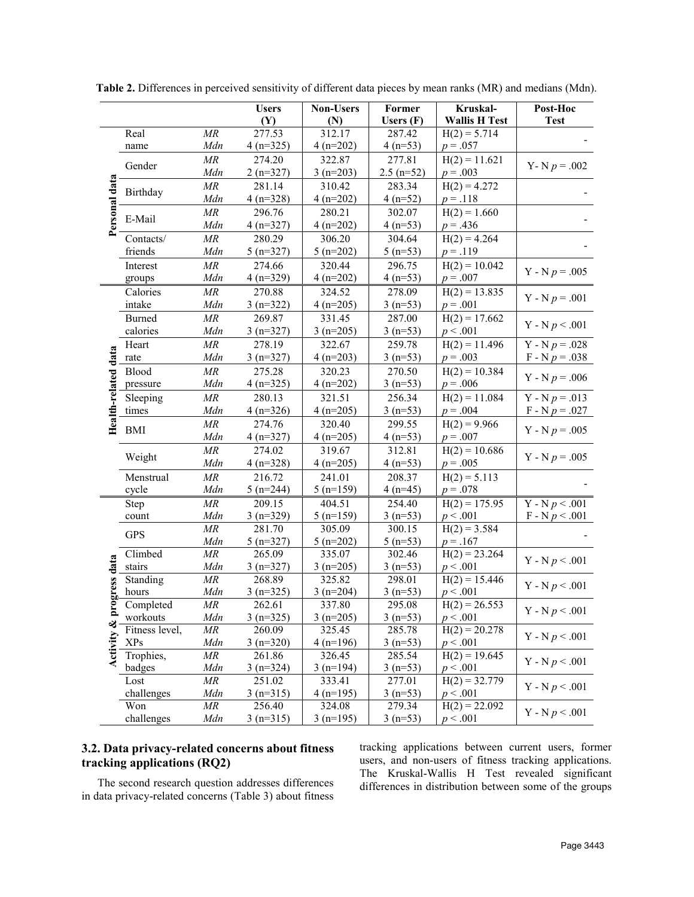**Table 2.** Differences in perceived sensitivity of different data pieces by mean ranks (MR) and medians (Mdn).

| | | | Users (Y) | Non-Users (N) | Former Users (F) | Kruskal-Wallis H Test | Post-Hoc Test |
|---|---|---|---|---|---|---|---|
| Personal data | Real name | *MR* | 277.53 | 312.17 | 287.42 | H(2) = 5.714 | - |
| | | *Mdn* | 4 (n=325) | 4 (n=202) | 4 (n=53) | $p$ = .057 | |
| | Gender | *MR* | 274.20 | 322.87 | 277.81 | H(2) = 11.621 | Y- N $p$ = .002 |
| | | *Mdn* | 2 (n=327) | 3 (n=203) | 2.5 (n=52) | $p$ = .003 | |
| | Birthday | *MR* | 281.14 | 310.42 | 283.34 | H(2) = 4.272 | - |
| | | *Mdn* | 4 (n=328) | 4 (n=202) | 4 (n=52) | $p$ = .118 | |
| | E-Mail | *MR* | 296.76 | 280.21 | 302.07 | H(2) = 1.660 | - |
| | | *Mdn* | 4 (n=327) | 4 (n=202) | 4 (n=53) | $p$ = .436 | |
| | Contacts/ friends | *MR* | 280.29 | 306.20 | 304.64 | H(2) = 4.264 | - |
| | | *Mdn* | 5 (n=327) | 5 (n=202) | 5 (n=53) | $p$ = .119 | |
| | Interest groups | *MR* | 274.66 | 320.44 | 296.75 | H(2) = 10.042 | Y - N $p$ = .005 |
| | | *Mdn* | 4 (n=329) | 4 (n=202) | 4 (n=53) | $p$ = .007 | |
| Health-related data | Calories intake | *MR* | 270.88 | 324.52 | 278.09 | H(2) = 13.835 | Y - N $p$ = .001 |
| | | *Mdn* | 3 (n=322) | 4 (n=205) | 3 (n=53) | $p$ = .001 | |
| | Burned calories | *MR* | 269.87 | 331.45 | 287.00 | H(2) = 17.662 | Y - N $p$ < .001 |
| | | *Mdn* | 3 (n=327) | 3 (n=205) | 3 (n=53) | $p$ < .001 | |
| | Heart rate | *MR* | 278.19 | 322.67 | 259.78 | H(2) = 11.496 | Y - N $p$ = .028; F - N $p$ = .038 |
| | | *Mdn* | 3 (n=327) | 4 (n=203) | 3 (n=53) | $p$ = .003 | |
| | Blood pressure | *MR* | 275.28 | 320.23 | 270.50 | H(2) = 10.384 | Y - N $p$ = .006 |
| | | *Mdn* | 4 (n=325) | 4 (n=202) | 3 (n=53) | $p$ = .006 | |
| | Sleeping times | *MR* | 280.13 | 321.51 | 256.34 | H(2) = 11.084 | Y - N $p$ = .013; F - N $p$ = .027 |
| | | *Mdn* | 4 (n=326) | 4 (n=205) | 3 (n=53) | $p$ = .004 | |
| | BMI | *MR* | 274.76 | 320.40 | 299.55 | H(2) = 9.966 | Y - N $p$ = .005 |
| | | *Mdn* | 4 (n=327) | 4 (n=205) | 4 (n=53) | $p$ = .007 | |
| | Weight | *MR* | 274.02 | 319.67 | 312.81 | H(2) = 10.686 | Y - N $p$ = .005 |
| | | *Mdn* | 4 (n=328) | 4 (n=205) | 4 (n=53) | $p$ = .005 | |
| | Menstrual cycle | *MR* | 216.72 | 241.01 | 208.37 | H(2) = 5.113 | - |
| | | *Mdn* | 5 (n=244) | 5 (n=159) | 4 (n=45) | $p$ = .078 | |
| Activity & progress data | Step count | *MR* | 209.15 | 404.51 | 254.40 | H(2) = 175.95 | Y - N $p$ < .001; F - N $p$ < .001 |
| | | *Mdn* | 3 (n=329) | 5 (n=159) | 3 (n=53) | $p$ < .001 | |
| | GPS | *MR* | 281.70 | 305.09 | 300.15 | H(2) = 3.584 | - |
| | | *Mdn* | 5 (n=327) | 5 (n=202) | 5 (n=53) | $p$ = .167 | |
| | Climbed stairs | *MR* | 265.09 | 335.07 | 302.46 | H(2) = 23.264 | Y - N $p$ < .001 |
| | | *Mdn* | 3 (n=327) | 3 (n=205) | 3 (n=53) | $p$ < .001 | |
| | Standing hours | *MR* | 268.89 | 325.82 | 298.01 | H(2) = 15.446 | Y - N $p$ < .001 |
| | | *Mdn* | 3 (n=325) | 3 (n=204) | 3 (n=53) | $p$ < .001 | |
| | Completed workouts | *MR* | 262.61 | 337.80 | 295.08 | H(2) = 26.553 | Y - N $p$ < .001 |
| | | *Mdn* | 3 (n=325) | 3 (n=205) | 3 (n=53) | $p$ < .001 | |
| | Fitness level, XPs | *MR* | 260.09 | 325.45 | 285.78 | H(2) = 20.278 | Y - N $p$ < .001 |
| | | *Mdn* | 3 (n=320) | 4 (n=196) | 3 (n=53) | $p$ < .001 | |
| | Trophies, badges | *MR* | 261.86 | 326.45 | 285.54 | H(2) = 19.645 | Y - N $p$ < .001 |
| | | *Mdn* | 3 (n=324) | 3 (n=194) | 3 (n=53) | $p$ < .001 | |
| | Lost challenges | *MR* | 251.02 | 333.41 | 277.01 | H(2) = 32.779 | Y - N $p$ < .001 |
| | | *Mdn* | 3 (n=315) | 4 (n=195) | 3 (n=53) | $p$ < .001 | |
| | Won challenges | *MR* | 256.40 | 324.08 | 279.34 | H(2) = 22.092 | Y - N $p$ < .001 |
| | | *Mdn* | 3 (n=315) | 3 (n=195) | 3 (n=53) | $p$ < .001 | |

### 3.2. Data privacy-related concerns about fitness tracking applications (RQ2)

The second research question addresses differences in data privacy-related concerns (Table 3) about fitness tracking applications between current users, former users, and non-users of fitness tracking applications. The Kruskal-Wallis H Test revealed significant differences in distribution between some of the groups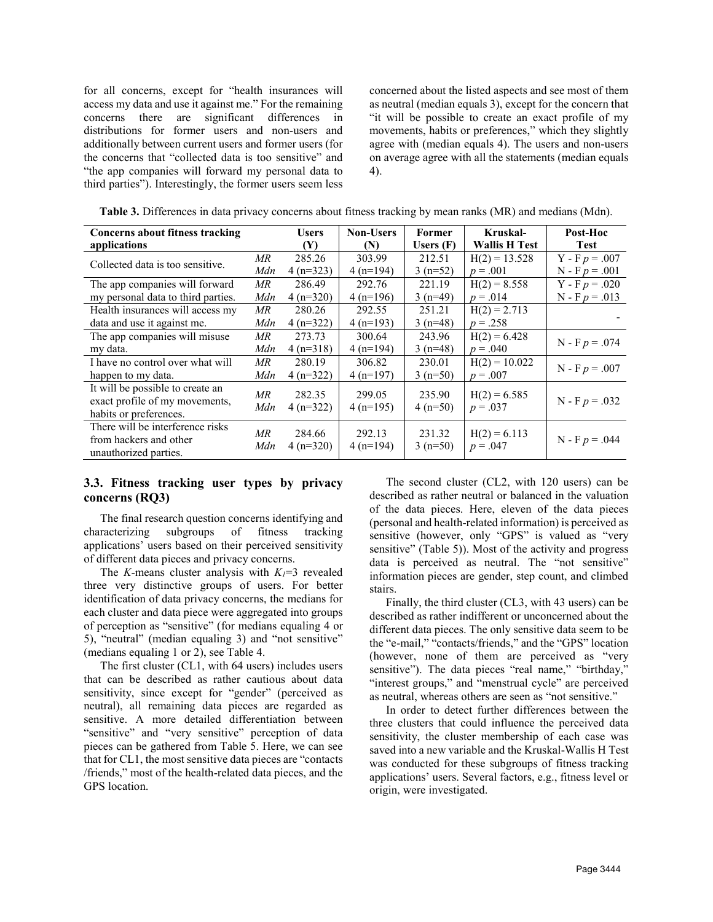for all concerns, except for "health insurances will access my data and use it against me." For the remaining concerns there are significant differences in distributions for former users and non-users and additionally between current users and former users (for the concerns that "collected data is too sensitive" and "the app companies will forward my personal data to third parties"). Interestingly, the former users seem less concerned about the listed aspects and see most of them as neutral (median equals 3), except for the concern that "it will be possible to create an exact profile of my movements, habits or preferences," which they slightly agree with (median equals 4). The users and non-users on average agree with all the statements (median equals 4).

**Table 3.** Differences in data privacy concerns about fitness tracking by mean ranks (MR) and medians (Mdn).

| Concerns about fitness tracking applications | | Users (Y) | Non-Users (N) | Former Users (F) | Kruskal-Wallis H Test | Post-Hoc Test |
|---|---|---|---|---|---|---|
| Collected data is too sensitive. | *MR* | 285.26 | 303.99 | 212.51 | H(2) = 13.528 | Y - F $p$ = .007 |
| | *Mdn* | 4 (n=323) | 4 (n=194) | 3 (n=52) | $p$ = .001 | N - F $p$ = .001 |
| The app companies will forward my personal data to third parties. | *MR* | 286.49 | 292.76 | 221.19 | H(2) = 8.558 | Y - F $p$ = .020 |
| | *Mdn* | 4 (n=320) | 4 (n=196) | 3 (n=49) | $p$ = .014 | N - F $p$ = .013 |
| Health insurances will access my data and use it against me. | *MR* | 280.26 | 292.55 | 251.21 | H(2) = 2.713 | - |
| | *Mdn* | 4 (n=322) | 4 (n=193) | 3 (n=48) | $p$ = .258 | |
| The app companies will misuse my data. | *MR* | 273.73 | 300.64 | 243.96 | H(2) = 6.428 | N - F $p$ = .074 |
| | *Mdn* | 4 (n=318) | 4 (n=194) | 3 (n=48) | $p$ = .040 | |
| I have no control over what will happen to my data. | *MR* | 280.19 | 306.82 | 230.01 | H(2) = 10.022 | N - F $p$ = .007 |
| | *Mdn* | 4 (n=322) | 4 (n=197) | 3 (n=50) | $p$ = .007 | |
| It will be possible to create an exact profile of my movements, habits or preferences. | *MR* | 282.35 | 299.05 | 235.90 | H(2) = 6.585 | N - F $p$ = .032 |
| | *Mdn* | 4 (n=322) | 4 (n=195) | 4 (n=50) | $p$ = .037 | |
| There will be interference risks from hackers and other unauthorized parties. | *MR* | 284.66 | 292.13 | 231.32 | H(2) = 6.113 | N - F $p$ = .044 |
| | *Mdn* | 4 (n=320) | 4 (n=194) | 3 (n=50) | $p$ = .047 | |

### 3.3. Fitness tracking user types by privacy concerns (RQ3)

The final research question concerns identifying and characterizing subgroups of fitness tracking applications' users based on their perceived sensitivity of different data pieces and privacy concerns.

The *K*-means cluster analysis with $K_I$=3 revealed three very distinctive groups of users. For better identification of data privacy concerns, the medians for each cluster and data piece were aggregated into groups of perception as "sensitive" (for medians equaling 4 or 5), "neutral" (median equaling 3) and "not sensitive" (medians equaling 1 or 2), see Table 4.

The first cluster (CL1, with 64 users) includes users that can be described as rather cautious about data sensitivity, since except for "gender" (perceived as neutral), all remaining data pieces are regarded as sensitive. A more detailed differentiation between "sensitive" and "very sensitive" perception of data pieces can be gathered from Table 5. Here, we can see that for CL1, the most sensitive data pieces are "contacts /friends," most of the health-related data pieces, and the GPS location.

The second cluster (CL2, with 120 users) can be described as rather neutral or balanced in the valuation of the data pieces. Here, eleven of the data pieces (personal and health-related information) is perceived as sensitive (however, only "GPS" is valued as "very sensitive" (Table 5)). Most of the activity and progress data is perceived as neutral. The "not sensitive" information pieces are gender, step count, and climbed stairs.

Finally, the third cluster (CL3, with 43 users) can be described as rather indifferent or unconcerned about the different data pieces. The only sensitive data seem to be the "e-mail," "contacts/friends," and the "GPS" location (however, none of them are perceived as "very sensitive"). The data pieces "real name," "birthday," "interest groups," and "menstrual cycle" are perceived as neutral, whereas others are seen as "not sensitive."

In order to detect further differences between the three clusters that could influence the perceived data sensitivity, the cluster membership of each case was saved into a new variable and the Kruskal-Wallis H Test was conducted for these subgroups of fitness tracking applications' users. Several factors, e.g., fitness level or origin, were investigated.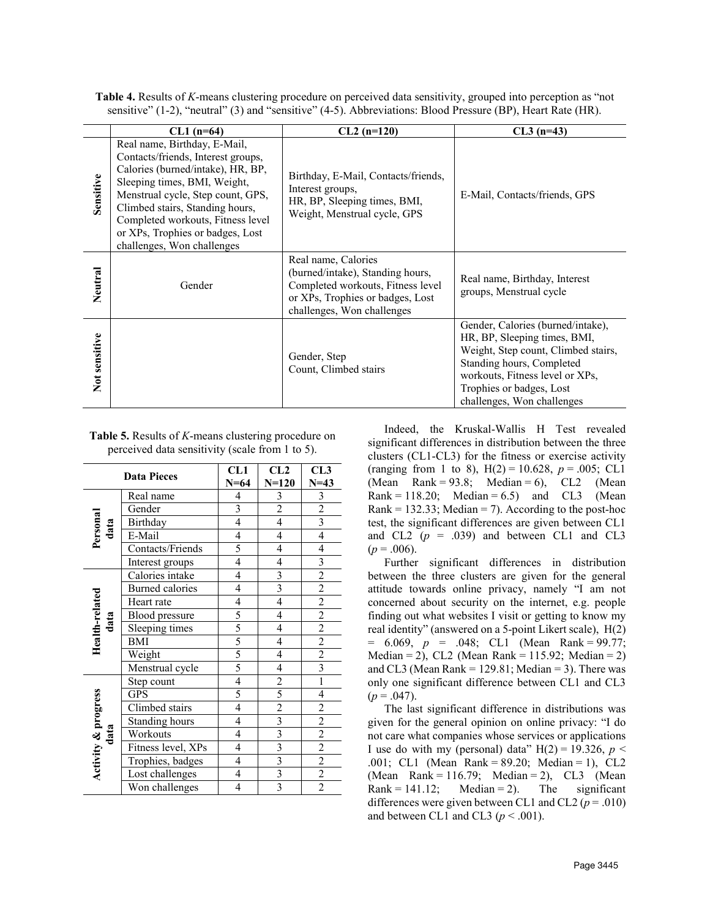**Table 4.** Results of *K*-means clustering procedure on perceived data sensitivity, grouped into perception as "not sensitive" (1-2), "neutral" (3) and "sensitive" (4-5). Abbreviations: Blood Pressure (BP), Heart Rate (HR).

| | CL1 (n=64) | CL2 (n=120) | CL3 (n=43) |
|---|---|---|---|
| Sensitive | Real name, Birthday, E-Mail, Contacts/friends, Interest groups, Calories (burned/intake), HR, BP, Sleeping times, BMI, Weight, Menstrual cycle, Step count, GPS, Climbed stairs, Standing hours, Completed workouts, Fitness level or XPs, Trophies or badges, Lost challenges, Won challenges | Birthday, E-Mail, Contacts/friends, Interest groups, HR, BP, Sleeping times, BMI, Weight, Menstrual cycle, GPS | E-Mail, Contacts/friends, GPS |
| Neutral | Gender | Real name, Calories (burned/intake), Standing hours, Completed workouts, Fitness level or XPs, Trophies or badges, Lost challenges, Won challenges | Real name, Birthday, Interest groups, Menstrual cycle |
| Not sensitive | | Gender, Step Count, Climbed stairs | Gender, Calories (burned/intake), HR, BP, Sleeping times, BMI, Weight, Step count, Climbed stairs, Standing hours, Completed workouts, Fitness level or XPs, Trophies or badges, Lost challenges, Won challenges |

**Table 5.** Results of *K*-means clustering procedure on perceived data sensitivity (scale from 1 to 5).

| Data Pieces | | CL1 N=64 | CL2 N=120 | CL3 N=43 |
|---|---|---|---|---|
| Personal data | Real name | 4 | 3 | 3 |
| | Gender | 3 | 2 | 2 |
| | Birthday | 4 | 4 | 3 |
| | E-Mail | 4 | 4 | 4 |
| | Contacts/Friends | 5 | 4 | 4 |
| | Interest groups | 4 | 4 | 3 |
| Health-related data | Calories intake | 4 | 3 | 2 |
| | Burned calories | 4 | 3 | 2 |
| | Heart rate | 4 | 4 | 2 |
| | Blood pressure | 5 | 4 | 2 |
| | Sleeping times | 5 | 4 | 2 |
| | BMI | 5 | 4 | 2 |
| | Weight | 5 | 4 | 2 |
| | Menstrual cycle | 5 | 4 | 3 |
| Activity & progress data | Step count | 4 | 2 | 1 |
| | GPS | 5 | 5 | 4 |
| | Climbed stairs | 4 | 2 | 2 |
| | Standing hours | 4 | 3 | 2 |
| | Workouts | 4 | 3 | 2 |
| | Fitness level, XPs | 4 | 3 | 2 |
| | Trophies, badges | 4 | 3 | 2 |
| | Lost challenges | 4 | 3 | 2 |
| | Won challenges | 4 | 3 | 2 |

Indeed, the Kruskal-Wallis H Test revealed significant differences in distribution between the three clusters (CL1-CL3) for the fitness or exercise activity (ranging from 1 to 8), $H(2) = 10.628$, $p = .005$; CL1 (Mean Rank = 93.8; Median = 6), CL2 (Mean Rank = 118.20; Median = 6.5) and CL3 (Mean Rank = 132.33; Median = 7). According to the post-hoc test, the significant differences are given between CL1 and CL2 ($p = .039$) and between CL1 and CL3 ($p = .006$).

Further significant differences in distribution between the three clusters are given for the general attitude towards online privacy, namely "I am not concerned about security on the internet, e.g. people finding out what websites I visit or getting to know my real identity" (answered on a 5-point Likert scale), $H(2) = 6.069$, $p = .048$; CL1 (Mean Rank = 99.77; Median = 2), CL2 (Mean Rank = 115.92; Median = 2) and CL3 (Mean Rank = 129.81; Median = 3). There was only one significant difference between CL1 and CL3 ($p = .047$).

The last significant difference in distributions was given for the general opinion on online privacy: "I do not care what companies whose services or applications I use do with my (personal) data" $H(2) = 19.326$, $p < .001$; CL1 (Mean Rank = 89.20; Median = 1), CL2 (Mean Rank = 116.79; Median = 2), CL3 (Mean Rank = 141.12; Median = 2). The significant differences were given between CL1 and CL2 ($p = .010$) and between CL1 and CL3 ($p < .001$).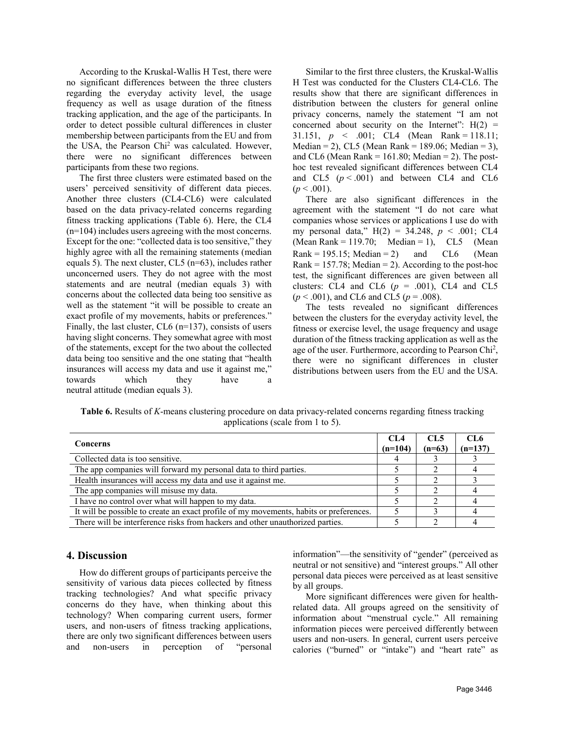According to the Kruskal-Wallis H Test, there were no significant differences between the three clusters regarding the everyday activity level, the usage frequency as well as usage duration of the fitness tracking application, and the age of the participants. In order to detect possible cultural differences in cluster membership between participants from the EU and from the USA, the Pearson Chi$^2$ was calculated. However, there were no significant differences between participants from these two regions.

The first three clusters were estimated based on the users' perceived sensitivity of different data pieces. Another three clusters (CL4-CL6) were calculated based on the data privacy-related concerns regarding fitness tracking applications (Table 6). Here, the CL4 (n=104) includes users agreeing with the most concerns. Except for the one: "collected data is too sensitive," they highly agree with all the remaining statements (median equals 5). The next cluster, CL5 (n=63), includes rather unconcerned users. They do not agree with the most statements and are neutral (median equals 3) with concerns about the collected data being too sensitive as well as the statement "it will be possible to create an exact profile of my movements, habits or preferences." Finally, the last cluster, CL6 (n=137), consists of users having slight concerns. They somewhat agree with most of the statements, except for the two about the collected data being too sensitive and the one stating that "health insurances will access my data and use it against me," towards which they have a neutral attitude (median equals 3).

Similar to the first three clusters, the Kruskal-Wallis H Test was conducted for the Clusters CL4-CL6. The results show that there are significant differences in distribution between the clusters for general online privacy concerns, namely the statement "I am not concerned about security on the Internet": $H(2) = 31.151$, $p < .001$; CL4 (Mean Rank = 118.11; Median = 2), CL5 (Mean Rank = 189.06; Median = 3), and CL6 (Mean Rank = 161.80; Median = 2). The post-hoc test revealed significant differences between CL4 and CL5 ($p < .001$) and between CL4 and CL6 ($p < .001$).

There are also significant differences in the agreement with the statement "I do not care what companies whose services or applications I use do with my personal data," $H(2) = 34.248$, $p < .001$; CL4 (Mean Rank = 119.70; Median = 1), CL5 (Mean Rank = 195.15; Median = 2) and CL6 (Mean Rank = 157.78; Median = 2). According to the post-hoc test, the significant differences are given between all clusters: CL4 and CL6 ($p = .001$), CL4 and CL5 ($p < .001$), and CL6 and CL5 ($p = .008$).

The tests revealed no significant differences between the clusters for the everyday activity level, the fitness or exercise level, the usage frequency and usage duration of the fitness tracking application as well as the age of the user. Furthermore, according to Pearson Chi$^2$, there were no significant differences in cluster distributions between users from the EU and the USA.

**Table 6.** Results of *K*-means clustering procedure on data privacy-related concerns regarding fitness tracking applications (scale from 1 to 5).

| Concerns | CL4 (n=104) | CL5 (n=63) | CL6 (n=137) |
|---|---|---|---|
| Collected data is too sensitive. | 4 | 3 | 3 |
| The app companies will forward my personal data to third parties. | 5 | 2 | 4 |
| Health insurances will access my data and use it against me. | 5 | 2 | 3 |
| The app companies will misuse my data. | 5 | 2 | 4 |
| I have no control over what will happen to my data. | 5 | 2 | 4 |
| It will be possible to create an exact profile of my movements, habits or preferences. | 5 | 3 | 4 |
| There will be interference risks from hackers and other unauthorized parties. | 5 | 2 | 4 |

## 4. Discussion

How do different groups of participants perceive the sensitivity of various data pieces collected by fitness tracking technologies? And what specific privacy concerns do they have, when thinking about this technology? When comparing current users, former users, and non-users of fitness tracking applications, there are only two significant differences between users and non-users in perception of "personal information"—the sensitivity of "gender" (perceived as neutral or not sensitive) and "interest groups." All other personal data pieces were perceived as at least sensitive by all groups.

More significant differences were given for health-related data. All groups agreed on the sensitivity of information about "menstrual cycle." All remaining information pieces were perceived differently between users and non-users. In general, current users perceive calories ("burned" or "intake") and "heart rate" as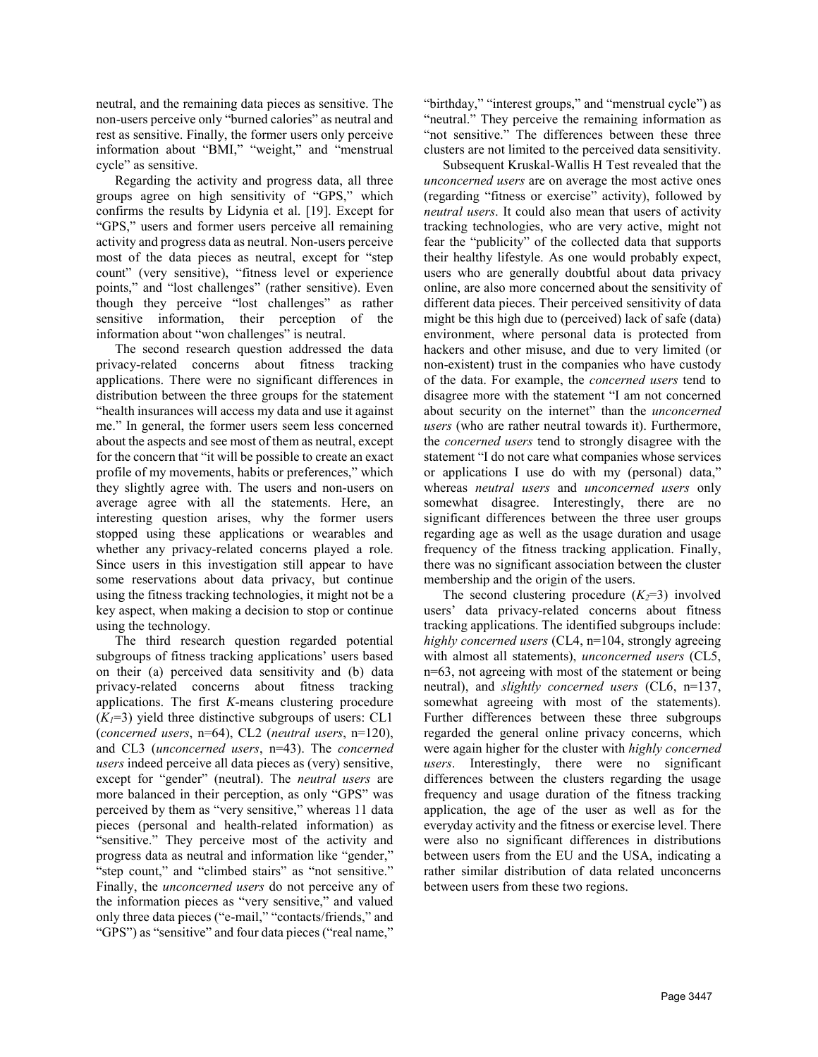neutral, and the remaining data pieces as sensitive. The non-users perceive only "burned calories" as neutral and rest as sensitive. Finally, the former users only perceive information about "BMI," "weight," and "menstrual cycle" as sensitive.

Regarding the activity and progress data, all three groups agree on high sensitivity of "GPS," which confirms the results by Lidynia et al. [19]. Except for "GPS," users and former users perceive all remaining activity and progress data as neutral. Non-users perceive most of the data pieces as neutral, except for "step count" (very sensitive), "fitness level or experience points," and "lost challenges" (rather sensitive). Even though they perceive "lost challenges" as rather sensitive information, their perception of the information about "won challenges" is neutral.

The second research question addressed the data privacy-related concerns about fitness tracking applications. There were no significant differences in distribution between the three groups for the statement "health insurances will access my data and use it against me." In general, the former users seem less concerned about the aspects and see most of them as neutral, except for the concern that "it will be possible to create an exact profile of my movements, habits or preferences," which they slightly agree with. The users and non-users on average agree with all the statements. Here, an interesting question arises, why the former users stopped using these applications or wearables and whether any privacy-related concerns played a role. Since users in this investigation still appear to have some reservations about data privacy, but continue using the fitness tracking technologies, it might not be a key aspect, when making a decision to stop or continue using the technology.

The third research question regarded potential subgroups of fitness tracking applications' users based on their (a) perceived data sensitivity and (b) data privacy-related concerns about fitness tracking applications. The first *K*-means clustering procedure ($K_1$=3) yield three distinctive subgroups of users: CL1 (*concerned users*, n=64), CL2 (*neutral users*, n=120), and CL3 (*unconcerned users*, n=43). The *concerned users* indeed perceive all data pieces as (very) sensitive, except for "gender" (neutral). The *neutral users* are more balanced in their perception, as only "GPS" was perceived by them as "very sensitive," whereas 11 data pieces (personal and health-related information) as "sensitive." They perceive most of the activity and progress data as neutral and information like "gender," "step count," and "climbed stairs" as "not sensitive." Finally, the *unconcerned users* do not perceive any of the information pieces as "very sensitive," and valued only three data pieces ("e-mail," "contacts/friends," and "GPS") as "sensitive" and four data pieces ("real name," "birthday," "interest groups," and "menstrual cycle") as "neutral." They perceive the remaining information as "not sensitive." The differences between these three clusters are not limited to the perceived data sensitivity.

Subsequent Kruskal-Wallis H Test revealed that the *unconcerned users* are on average the most active ones (regarding "fitness or exercise" activity), followed by *neutral users*. It could also mean that users of activity tracking technologies, who are very active, might not fear the "publicity" of the collected data that supports their healthy lifestyle. As one would probably expect, users who are generally doubtful about data privacy online, are also more concerned about the sensitivity of different data pieces. Their perceived sensitivity of data might be this high due to (perceived) lack of safe (data) environment, where personal data is protected from hackers and other misuse, and due to very limited (or non-existent) trust in the companies who have custody of the data. For example, the *concerned users* tend to disagree more with the statement "I am not concerned about security on the internet" than the *unconcerned users* (who are rather neutral towards it). Furthermore, the *concerned users* tend to strongly disagree with the statement "I do not care what companies whose services or applications I use do with my (personal) data," whereas *neutral users* and *unconcerned users* only somewhat disagree. Interestingly, there are no significant differences between the three user groups regarding age as well as the usage duration and usage frequency of the fitness tracking application. Finally, there was no significant association between the cluster membership and the origin of the users.

The second clustering procedure ($K_2$=3) involved users' data privacy-related concerns about fitness tracking applications. The identified subgroups include: *highly concerned users* (CL4, n=104, strongly agreeing with almost all statements), *unconcerned users* (CL5, n=63, not agreeing with most of the statement or being neutral), and *slightly concerned users* (CL6, n=137, somewhat agreeing with most of the statements). Further differences between these three subgroups regarded the general online privacy concerns, which were again higher for the cluster with *highly concerned users*. Interestingly, there were no significant differences between the clusters regarding the usage frequency and usage duration of the fitness tracking application, the age of the user as well as for the everyday activity and the fitness or exercise level. There were also no significant differences in distributions between users from the EU and the USA, indicating a rather similar distribution of data related unconcerns between users from these two regions.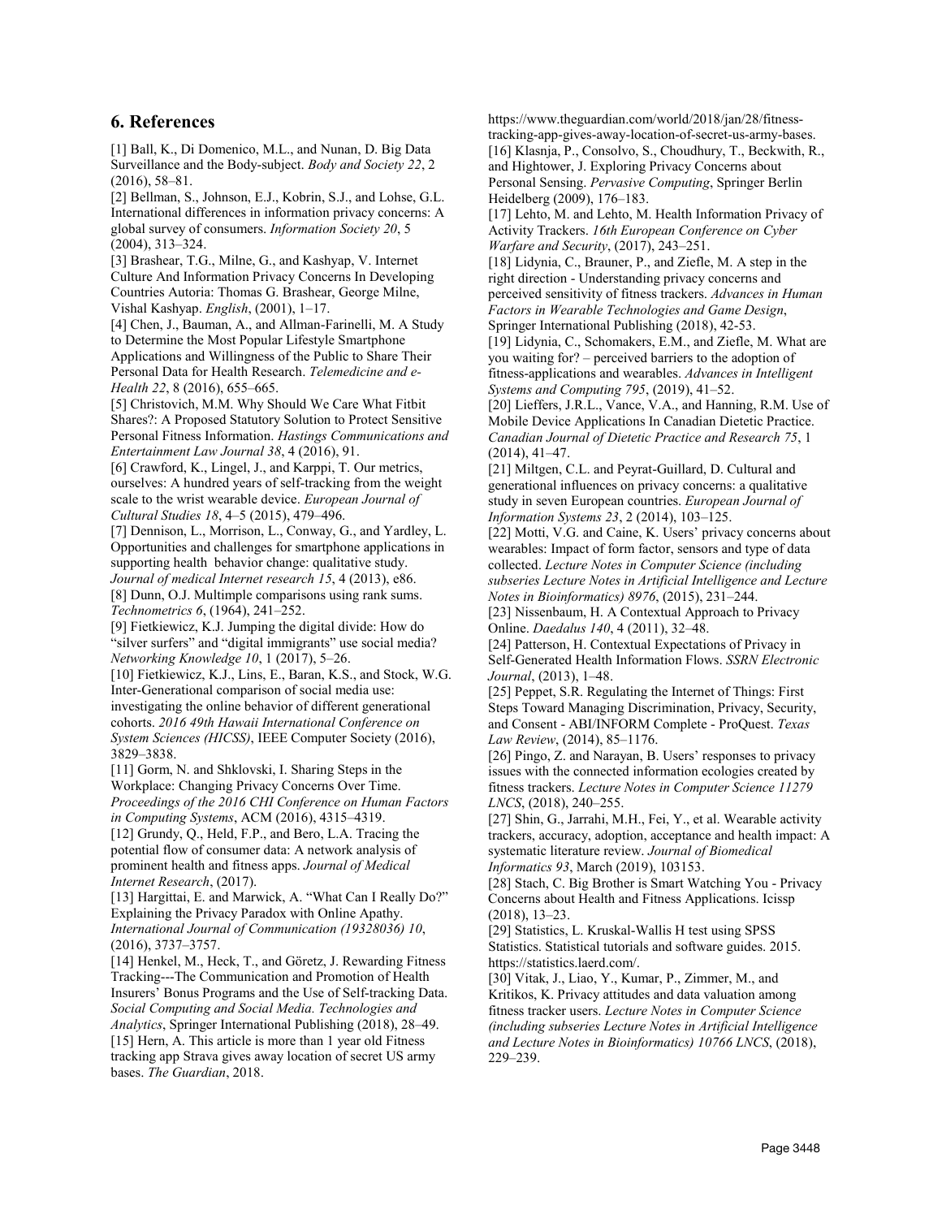## 6. References

[1] Ball, K., Di Domenico, M.L., and Nunan, D. Big Data Surveillance and the Body-subject. *Body and Society 22*, 2 (2016), 58–81.

[2] Bellman, S., Johnson, E.J., Kobrin, S.J., and Lohse, G.L. International differences in information privacy concerns: A global survey of consumers. *Information Society 20*, 5 (2004), 313–324.

[3] Brashear, T.G., Milne, G., and Kashyap, V. Internet Culture And Information Privacy Concerns In Developing Countries Autoria: Thomas G. Brashear, George Milne, Vishal Kashyap. *English*, (2001), 1–17.

[4] Chen, J., Bauman, A., and Allman-Farinelli, M. A Study to Determine the Most Popular Lifestyle Smartphone Applications and Willingness of the Public to Share Their Personal Data for Health Research. *Telemedicine and e-Health 22*, 8 (2016), 655–665.

[5] Christovich, M.M. Why Should We Care What Fitbit Shares?: A Proposed Statutory Solution to Protect Sensitive Personal Fitness Information. *Hastings Communications and Entertainment Law Journal 38*, 4 (2016), 91.

[6] Crawford, K., Lingel, J., and Karppi, T. Our metrics, ourselves: A hundred years of self-tracking from the weight scale to the wrist wearable device. *European Journal of Cultural Studies 18*, 4–5 (2015), 479–496.

[7] Dennison, L., Morrison, L., Conway, G., and Yardley, L. Opportunities and challenges for smartphone applications in supporting health behavior change: qualitative study. *Journal of medical Internet research 15*, 4 (2013), e86.

[8] Dunn, O.J. Multimple comparisons using rank sums. *Technometrics 6*, (1964), 241–252.

[9] Fietkiewicz, K.J. Jumping the digital divide: How do "silver surfers" and "digital immigrants" use social media? *Networking Knowledge 10*, 1 (2017), 5–26.

[10] Fietkiewicz, K.J., Lins, E., Baran, K.S., and Stock, W.G. Inter-Generational comparison of social media use: investigating the online behavior of different generational cohorts. *2016 49th Hawaii International Conference on System Sciences (HICSS)*, IEEE Computer Society (2016), 3829–3838.

[11] Gorm, N. and Shklovski, I. Sharing Steps in the Workplace: Changing Privacy Concerns Over Time. *Proceedings of the 2016 CHI Conference on Human Factors in Computing Systems*, ACM (2016), 4315–4319.

[12] Grundy, Q., Held, F.P., and Bero, L.A. Tracing the potential flow of consumer data: A network analysis of prominent health and fitness apps. *Journal of Medical Internet Research*, (2017).

[13] Hargittai, E. and Marwick, A. "What Can I Really Do?" Explaining the Privacy Paradox with Online Apathy. *International Journal of Communication (19328036) 10*, (2016), 3737–3757.

[14] Henkel, M., Heck, T., and Göretz, J. Rewarding Fitness Tracking---The Communication and Promotion of Health Insurers' Bonus Programs and the Use of Self-tracking Data. *Social Computing and Social Media. Technologies and Analytics*, Springer International Publishing (2018), 28–49.

[15] Hern, A. This article is more than 1 year old Fitness tracking app Strava gives away location of secret US army bases. *The Guardian*, 2018. https://www.theguardian.com/world/2018/jan/28/fitness-tracking-app-gives-away-location-of-secret-us-army-bases.

[16] Klasnja, P., Consolvo, S., Choudhury, T., Beckwith, R., and Hightower, J. Exploring Privacy Concerns about Personal Sensing. *Pervasive Computing*, Springer Berlin Heidelberg (2009), 176–183.

[17] Lehto, M. and Lehto, M. Health Information Privacy of Activity Trackers. *16th European Conference on Cyber Warfare and Security*, (2017), 243–251.

[18] Lidynia, C., Brauner, P., and Ziefle, M. A step in the right direction - Understanding privacy concerns and perceived sensitivity of fitness trackers. *Advances in Human Factors in Wearable Technologies and Game Design*, Springer International Publishing (2018), 42-53.

[19] Lidynia, C., Schomakers, E.M., and Ziefle, M. What are you waiting for? – perceived barriers to the adoption of fitness-applications and wearables. *Advances in Intelligent Systems and Computing 795*, (2019), 41–52.

[20] Lieffers, J.R.L., Vance, V.A., and Hanning, R.M. Use of Mobile Device Applications In Canadian Dietetic Practice. *Canadian Journal of Dietetic Practice and Research 75*, 1 (2014), 41–47.

[21] Miltgen, C.L. and Peyrat-Guillard, D. Cultural and generational influences on privacy concerns: a qualitative study in seven European countries. *European Journal of Information Systems 23*, 2 (2014), 103–125.

[22] Motti, V.G. and Caine, K. Users' privacy concerns about wearables: Impact of form factor, sensors and type of data collected. *Lecture Notes in Computer Science (including subseries Lecture Notes in Artificial Intelligence and Lecture Notes in Bioinformatics) 8976*, (2015), 231–244.

[23] Nissenbaum, H. A Contextual Approach to Privacy Online. *Daedalus 140*, 4 (2011), 32–48.

[24] Patterson, H. Contextual Expectations of Privacy in Self-Generated Health Information Flows. *SSRN Electronic Journal*, (2013), 1–48.

[25] Peppet, S.R. Regulating the Internet of Things: First Steps Toward Managing Discrimination, Privacy, Security, and Consent - ABI/INFORM Complete - ProQuest. *Texas Law Review*, (2014), 85–1176.

[26] Pingo, Z. and Narayan, B. Users' responses to privacy issues with the connected information ecologies created by fitness trackers. *Lecture Notes in Computer Science 11279 LNCS*, (2018), 240–255.

[27] Shin, G., Jarrahi, M.H., Fei, Y., et al. Wearable activity trackers, accuracy, adoption, acceptance and health impact: A systematic literature review. *Journal of Biomedical Informatics 93*, March (2019), 103153.

[28] Stach, C. Big Brother is Smart Watching You - Privacy Concerns about Health and Fitness Applications. Icissp (2018), 13–23.

[29] Statistics, L. Kruskal-Wallis H test using SPSS Statistics. Statistical tutorials and software guides. 2015. https://statistics.laerd.com/.

[30] Vitak, J., Liao, Y., Kumar, P., Zimmer, M., and Kritikos, K. Privacy attitudes and data valuation among fitness tracker users. *Lecture Notes in Computer Science (including subseries Lecture Notes in Artificial Intelligence and Lecture Notes in Bioinformatics) 10766 LNCS*, (2018), 229–239.